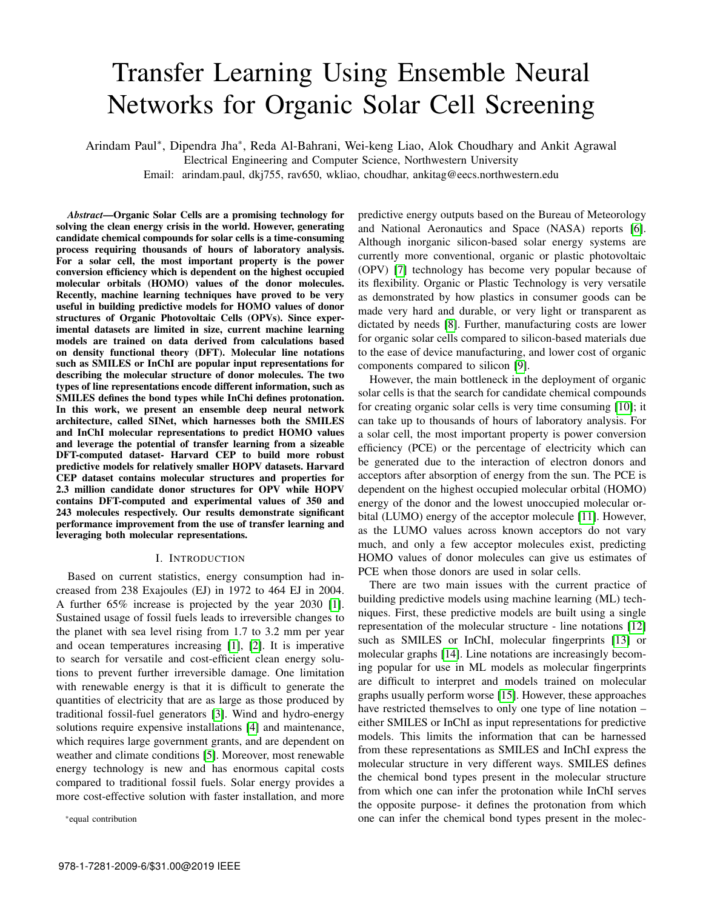# Transfer Learning Using Ensemble Neural Networks for Organic Solar Cell Screening

Arindam Paul*, Dipendra Jha*, Reda Al-Bahrani, Wei-keng Liao, Alok Choudhary and Ankit Agrawal

Electrical Engineering and Computer Science, Northwestern University

Email: arindam.paul, dkj755, rav650, wkliao, choudhar, ankitag@eecs.northwestern.edu

***Abstract*—Organic Solar Cells are a promising technology for solving the clean energy crisis in the world. However, generating candidate chemical compounds for solar cells is a time-consuming process requiring thousands of hours of laboratory analysis. For a solar cell, the most important property is the power conversion efficiency which is dependent on the highest occupied molecular orbitals (HOMO) values of the donor molecules. Recently, machine learning techniques have proved to be very useful in building predictive models for HOMO values of donor structures of Organic Photovoltaic Cells (OPVs). Since experimental datasets are limited in size, current machine learning models are trained on data derived from calculations based on density functional theory (DFT). Molecular line notations such as SMILES or InChI are popular input representations for describing the molecular structure of donor molecules. The two types of line representations encode different information, such as SMILES defines the bond types while InChi defines protonation. In this work, we present an ensemble deep neural network architecture, called SINet, which harnesses both the SMILES and InChI molecular representations to predict HOMO values and leverage the potential of transfer learning from a sizeable DFT-computed dataset- Harvard CEP to build more robust predictive models for relatively smaller HOPV datasets. Harvard CEP dataset contains molecular structures and properties for 2.3 million candidate donor structures for OPV while HOPV contains DFT-computed and experimental values of 350 and 243 molecules respectively. Our results demonstrate significant performance improvement from the use of transfer learning and leveraging both molecular representations.**

## I. Introduction

Based on current statistics, energy consumption had increased from 238 Exajoules (EJ) in 1972 to 464 EJ in 2004. A further 65% increase is projected by the year 2030 [1]. Sustained usage of fossil fuels leads to irreversible changes to the planet with sea level rising from 1.7 to 3.2 mm per year and ocean temperatures increasing [1], [2]. It is imperative to search for versatile and cost-efficient clean energy solutions to prevent further irreversible damage. One limitation with renewable energy is that it is difficult to generate the quantities of electricity that are as large as those produced by traditional fossil-fuel generators [3]. Wind and hydro-energy solutions require expensive installations [4] and maintenance, which requires large government grants, and are dependent on weather and climate conditions [5]. Moreover, most renewable energy technology is new and has enormous capital costs compared to traditional fossil fuels. Solar energy provides a more cost-effective solution with faster installation, and more predictive energy outputs based on the Bureau of Meteorology and National Aeronautics and Space (NASA) reports [6]. Although inorganic silicon-based solar energy systems are currently more conventional, organic or plastic photovoltaic (OPV) [7] technology has become very popular because of its flexibility. Organic or Plastic Technology is very versatile as demonstrated by how plastics in consumer goods can be made very hard and durable, or very light or transparent as dictated by needs [8]. Further, manufacturing costs are lower for organic solar cells compared to silicon-based materials due to the ease of device manufacturing, and lower cost of organic components compared to silicon [9].

However, the main bottleneck in the deployment of organic solar cells is that the search for candidate chemical compounds for creating organic solar cells is very time consuming [10]; it can take up to thousands of hours of laboratory analysis. For a solar cell, the most important property is power conversion efficiency (PCE) or the percentage of electricity which can be generated due to the interaction of electron donors and acceptors after absorption of energy from the sun. The PCE is dependent on the highest occupied molecular orbital (HOMO) energy of the donor and the lowest unoccupied molecular orbital (LUMO) energy of the acceptor molecule [11]. However, as the LUMO values across known acceptors do not vary much, and only a few acceptor molecules exist, predicting HOMO values of donor molecules can give us estimates of PCE when those donors are used in solar cells.

There are two main issues with the current practice of building predictive models using machine learning (ML) techniques. First, these predictive models are built using a single representation of the molecular structure - line notations [12] such as SMILES or InChI, molecular fingerprints [13] or molecular graphs [14]. Line notations are increasingly becoming popular for use in ML models as molecular fingerprints are difficult to interpret and models trained on molecular graphs usually perform worse [15]. However, these approaches have restricted themselves to only one type of line notation – either SMILES or InChI as input representations for predictive models. This limits the information that can be harnessed from these representations as SMILES and InChI express the molecular structure in very different ways. SMILES defines the chemical bond types present in the molecular structure from which one can infer the protonation while InChI serves the opposite purpose- it defines the protonation from which one can infer the chemical bond types present in the molec-

*equal contribution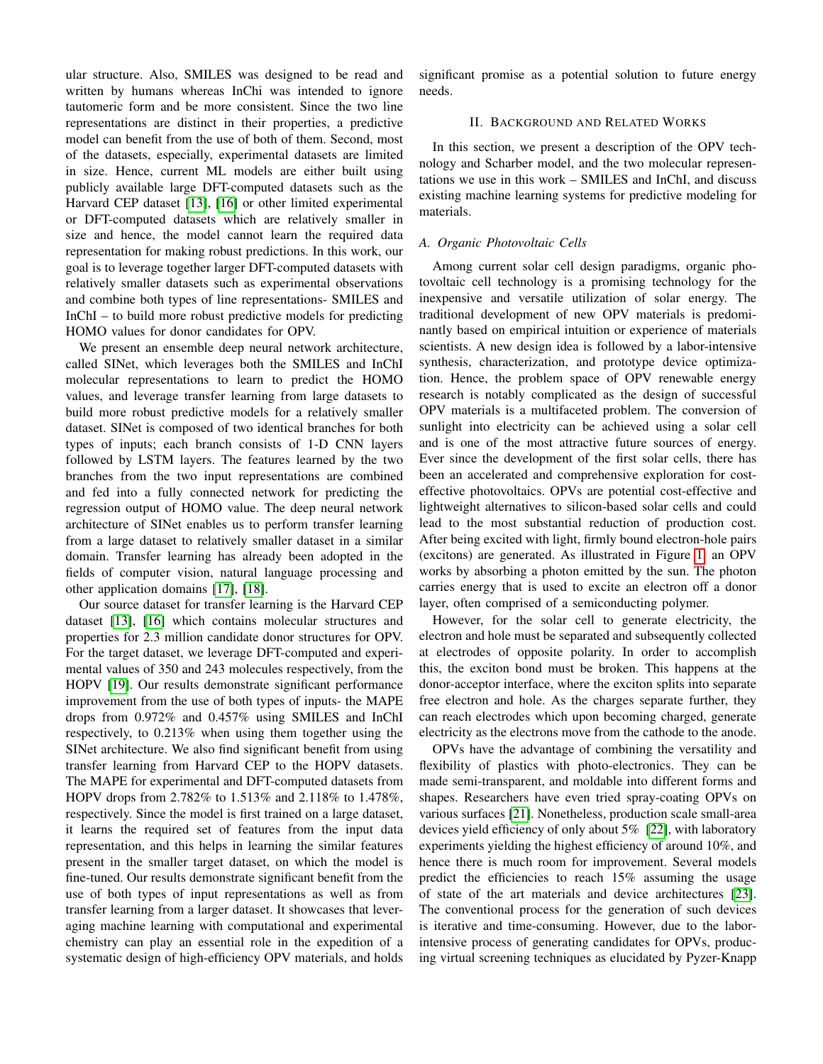ular structure. Also, SMILES was designed to be read and written by humans whereas InChi was intended to ignore tautomeric form and be more consistent. Since the two line representations are distinct in their properties, a predictive model can benefit from the use of both of them. Second, most of the datasets, especially, experimental datasets are limited in size. Hence, current ML models are either built using publicly available large DFT-computed datasets such as the Harvard CEP dataset [13], [16] or other limited experimental or DFT-computed datasets which are relatively smaller in size and hence, the model cannot learn the required data representation for making robust predictions. In this work, our goal is to leverage together larger DFT-computed datasets with relatively smaller datasets such as experimental observations and combine both types of line representations- SMILES and InChI – to build more robust predictive models for predicting HOMO values for donor candidates for OPV.

We present an ensemble deep neural network architecture, called SINet, which leverages both the SMILES and InChI molecular representations to learn to predict the HOMO values, and leverage transfer learning from large datasets to build more robust predictive models for a relatively smaller dataset. SINet is composed of two identical branches for both types of inputs; each branch consists of 1-D CNN layers followed by LSTM layers. The features learned by the two branches from the two input representations are combined and fed into a fully connected network for predicting the regression output of HOMO value. The deep neural network architecture of SINet enables us to perform transfer learning from a large dataset to relatively smaller dataset in a similar domain. Transfer learning has already been adopted in the fields of computer vision, natural language processing and other application domains [17], [18].

Our source dataset for transfer learning is the Harvard CEP dataset [13], [16] which contains molecular structures and properties for 2.3 million candidate donor structures for OPV. For the target dataset, we leverage DFT-computed and experimental values of 350 and 243 molecules respectively, from the HOPV [19]. Our results demonstrate significant performance improvement from the use of both types of inputs- the MAPE drops from 0.972% and 0.457% using SMILES and InChI respectively, to 0.213% when using them together using the SINet architecture. We also find significant benefit from using transfer learning from Harvard CEP to the HOPV datasets. The MAPE for experimental and DFT-computed datasets from HOPV drops from 2.782% to 1.513% and 2.118% to 1.478%, respectively. Since the model is first trained on a large dataset, it learns the required set of features from the input data representation, and this helps in learning the similar features present in the smaller target dataset, on which the model is fine-tuned. Our results demonstrate significant benefit from the use of both types of input representations as well as from transfer learning from a larger dataset. It showcases that leveraging machine learning with computational and experimental chemistry can play an essential role in the expedition of a systematic design of high-efficiency OPV materials, and holds significant promise as a potential solution to future energy needs.

## II. Background and Related Works

In this section, we present a description of the OPV technology and Scharber model, and the two molecular representations we use in this work – SMILES and InChI, and discuss existing machine learning systems for predictive modeling for materials.

### A. Organic Photovoltaic Cells

Among current solar cell design paradigms, organic photovoltaic cell technology is a promising technology for the inexpensive and versatile utilization of solar energy. The traditional development of new OPV materials is predominantly based on empirical intuition or experience of materials scientists. A new design idea is followed by a labor-intensive synthesis, characterization, and prototype device optimization. Hence, the problem space of OPV renewable energy research is notably complicated as the design of successful OPV materials is a multifaceted problem. The conversion of sunlight into electricity can be achieved using a solar cell and is one of the most attractive future sources of energy. Ever since the development of the first solar cells, there has been an accelerated and comprehensive exploration for cost-effective photovoltaics. OPVs are potential cost-effective and lightweight alternatives to silicon-based solar cells and could lead to the most substantial reduction of production cost. After being excited with light, firmly bound electron-hole pairs (excitons) are generated. As illustrated in Figure 1, an OPV works by absorbing a photon emitted by the sun. The photon carries energy that is used to excite an electron off a donor layer, often comprised of a semiconducting polymer.

However, for the solar cell to generate electricity, the electron and hole must be separated and subsequently collected at electrodes of opposite polarity. In order to accomplish this, the exciton bond must be broken. This happens at the donor-acceptor interface, where the exciton splits into separate free electron and hole. As the charges separate further, they can reach electrodes which upon becoming charged, generate electricity as the electrons move from the cathode to the anode.

OPVs have the advantage of combining the versatility and flexibility of plastics with photo-electronics. They can be made semi-transparent, and moldable into different forms and shapes. Researchers have even tried spray-coating OPVs on various surfaces [21]. Nonetheless, production scale small-area devices yield efficiency of only about 5% [22], with laboratory experiments yielding the highest efficiency of around 10%, and hence there is much room for improvement. Several models predict the efficiencies to reach 15% assuming the usage of state of the art materials and device architectures [23]. The conventional process for the generation of such devices is iterative and time-consuming. However, due to the labor-intensive process of generating candidates for OPVs, producing virtual screening techniques as elucidated by Pyzer-Knapp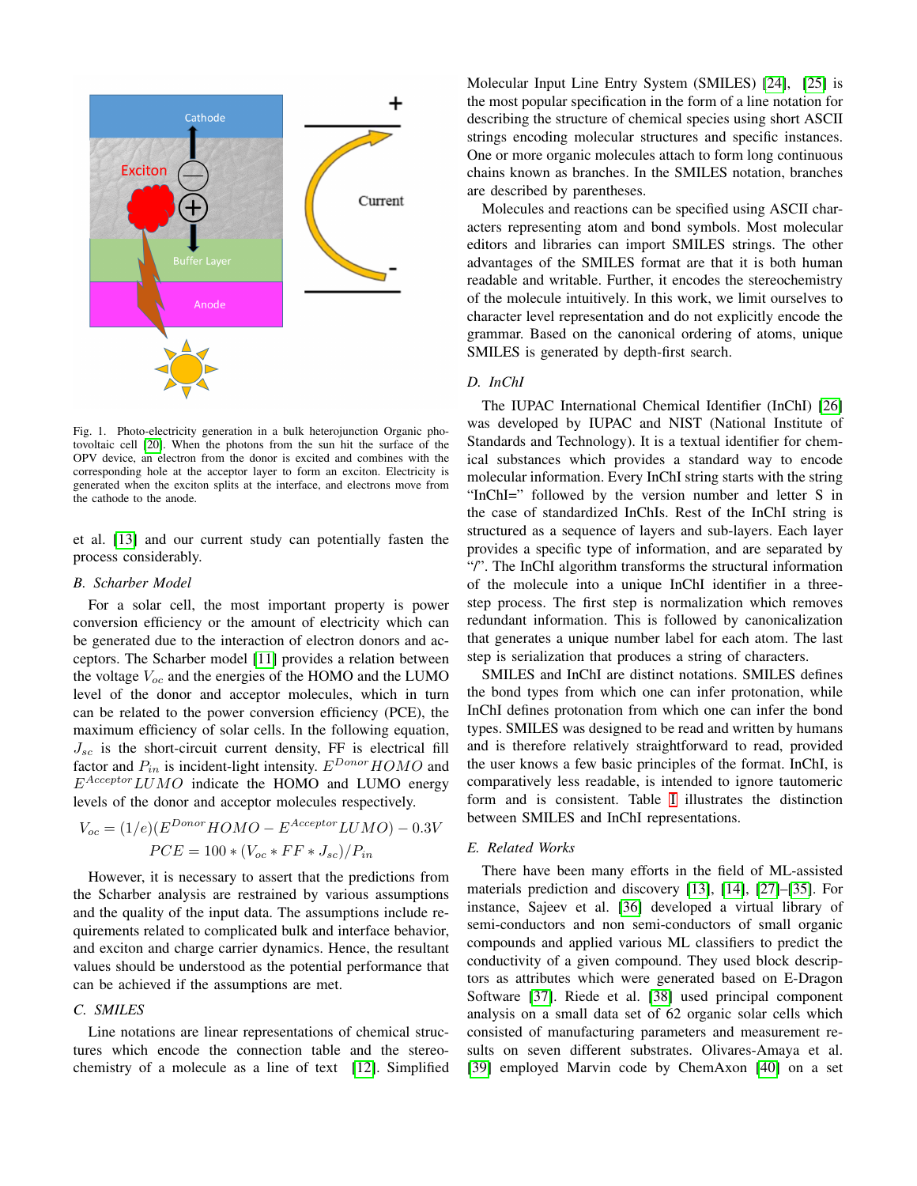Fig. 1. Photo-electricity generation in a bulk heterojunction Organic photovoltaic cell [20]. When the photons from the sun hit the surface of the OPV device, an electron from the donor is excited and combines with the corresponding hole at the acceptor layer to form an exciton. Electricity is generated when the exciton splits at the interface, and electrons move from the cathode to the anode.

et al. [13] and our current study can potentially fasten the process considerably.

### B. Scharber Model

For a solar cell, the most important property is power conversion efficiency or the amount of electricity which can be generated due to the interaction of electron donors and acceptors. The Scharber model [11] provides a relation between the voltage $V_{oc}$ and the energies of the HOMO and the LUMO level of the donor and acceptor molecules, which in turn can be related to the power conversion efficiency (PCE), the maximum efficiency of solar cells. In the following equation, $J_{sc}$ is the short-circuit current density, FF is electrical fill factor and $P_{in}$ is incident-light intensity. $E^{Donor}HOMO$ and $E^{Acceptor}LUMO$ indicate the HOMO and LUMO energy levels of the donor and acceptor molecules respectively.

$$V_{oc} = (1/e)(E^{Donor}HOMO - E^{Acceptor}LUMO) - 0.3V$$

$$PCE = 100 * (V_{oc} * FF * J_{sc})/P_{in}$$

However, it is necessary to assert that the predictions from the Scharber analysis are restrained by various assumptions and the quality of the input data. The assumptions include requirements related to complicated bulk and interface behavior, and exciton and charge carrier dynamics. Hence, the resultant values should be understood as the potential performance that can be achieved if the assumptions are met.

### C. SMILES

Line notations are linear representations of chemical structures which encode the connection table and the stereochemistry of a molecule as a line of text [12]. Simplified Molecular Input Line Entry System (SMILES) [24], [25] is the most popular specification in the form of a line notation for describing the structure of chemical species using short ASCII strings encoding molecular structures and specific instances. One or more organic molecules attach to form long continuous chains known as branches. In the SMILES notation, branches are described by parentheses.

Molecules and reactions can be specified using ASCII characters representing atom and bond symbols. Most molecular editors and libraries can import SMILES strings. The other advantages of the SMILES format are that it is both human readable and writable. Further, it encodes the stereochemistry of the molecule intuitively. In this work, we limit ourselves to character level representation and do not explicitly encode the grammar. Based on the canonical ordering of atoms, unique SMILES is generated by depth-first search.

### D. InChI

The IUPAC International Chemical Identifier (InChI) [26] was developed by IUPAC and NIST (National Institute of Standards and Technology). It is a textual identifier for chemical substances which provides a standard way to encode molecular information. Every InChI string starts with the string "InChI=" followed by the version number and letter S in the case of standardized InChIs. Rest of the InChI string is structured as a sequence of layers and sub-layers. Each layer provides a specific type of information, and are separated by "/". The InChI algorithm transforms the structural information of the molecule into a unique InChI identifier in a three-step process. The first step is normalization which removes redundant information. This is followed by canonicalization that generates a unique number label for each atom. The last step is serialization that produces a string of characters.

SMILES and InChI are distinct notations. SMILES defines the bond types from which one can infer protonation, while InChI defines protonation from which one can infer the bond types. SMILES was designed to be read and written by humans and is therefore relatively straightforward to read, provided the user knows a few basic principles of the format. InChI, is comparatively less readable, is intended to ignore tautomeric form and is consistent. Table I illustrates the distinction between SMILES and InChI representations.

### E. Related Works

There have been many efforts in the field of ML-assisted materials prediction and discovery [13], [14], [27]–[35]. For instance, Sajeev et al. [36] developed a virtual library of semi-conductors and non semi-conductors of small organic compounds and applied various ML classifiers to predict the conductivity of a given compound. They used block descriptors as attributes which were generated based on E-Dragon Software [37]. Riede et al. [38] used principal component analysis on a small data set of 62 organic solar cells which consisted of manufacturing parameters and measurement results on seven different substrates. Olivares-Amaya et al. [39] employed Marvin code by ChemAxon [40] on a set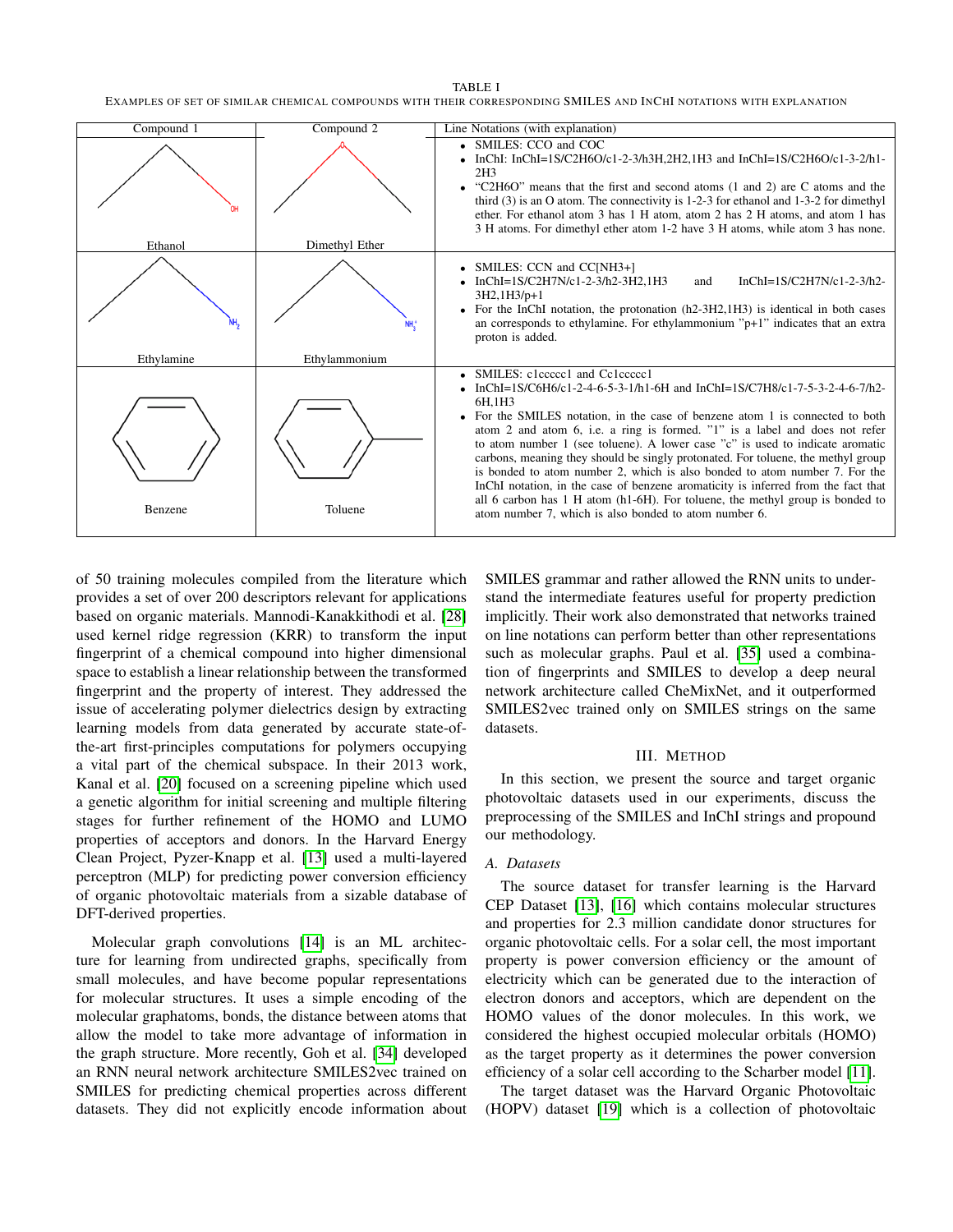TABLE I

EXAMPLES OF SET OF SIMILAR CHEMICAL COMPOUNDS WITH THEIR CORRESPONDING SMILES AND INCHI NOTATIONS WITH EXPLANATION

| Compound 1 | Compound 2 | Line Notations (with explanation) |
|---|---|---|
| Ethanol | Dimethyl Ether | • SMILES: CCO and COC<br>• InChI: InChI=1S/C2H6O/c1-2-3/h3H,2H2,1H3 and InChI=1S/C2H6O/c1-3-2/h1-2H3<br>• "C2H6O" means that the first and second atoms (1 and 2) are C atoms and the third (3) is an O atom. The connectivity is 1-2-3 for ethanol and 1-3-2 for dimethyl ether. For ethanol atom 3 has 1 H atom, atom 2 has 2 H atoms, and atom 1 has 3 H atoms. For dimethyl ether atom 1-2 have 3 H atoms, while atom 3 has none. |
| Ethylamine | Ethylammonium | • SMILES: CCN and CC[NH3+]<br>• InChI=1S/C2H7N/c1-2-3/h2-3H2,1H3 and InChI=1S/C2H7N/c1-2-3/h2-3H2,1H3/p+1<br>• For the InChI notation, the protonation (h2-3H2,1H3) is identical in both cases an corresponds to ethylamine. For ethylammonium "p+1" indicates that an extra proton is added. |
| Benzene | Toluene | • SMILES: c1ccccc1 and Cc1ccccc1<br>• InChI=1S/C6H6/c1-2-4-6-5-3-1/h1-6H and InChI=1S/C7H8/c1-7-5-3-2-4-6-7/h2-6H,1H3<br>• For the SMILES notation, in the case of benzene atom 1 is connected to both atom 2 and atom 6, i.e. a ring is formed. "1" is a label and does not refer to atom number 1 (see toluene). A lower case "c" is used to indicate aromatic carbons, meaning they should be singly protonated. For toluene, the methyl group is bonded to atom number 2, which is also bonded to atom number 7. For the InChI notation, in the case of benzene aromaticity is inferred from the fact that all 6 carbon has 1 H atom (h1-6H). For toluene, the methyl group is bonded to atom number 7, which is also bonded to atom number 6. |

of 50 training molecules compiled from the literature which provides a set of over 200 descriptors relevant for applications based on organic materials. Mannodi-Kanakkithodi et al. [28] used kernel ridge regression (KRR) to transform the input fingerprint of a chemical compound into higher dimensional space to establish a linear relationship between the transformed fingerprint and the property of interest. They addressed the issue of accelerating polymer dielectrics design by extracting learning models from data generated by accurate state-of-the-art first-principles computations for polymers occupying a vital part of the chemical subspace. In their 2013 work, Kanal et al. [20] focused on a screening pipeline which used a genetic algorithm for initial screening and multiple filtering stages for further refinement of the HOMO and LUMO properties of acceptors and donors. In the Harvard Energy Clean Project, Pyzer-Knapp et al. [13] used a multi-layered perceptron (MLP) for predicting power conversion efficiency of organic photovoltaic materials from a sizable database of DFT-derived properties.

Molecular graph convolutions [14] is an ML architecture for learning from undirected graphs, specifically from small molecules, and have become popular representations for molecular structures. It uses a simple encoding of the molecular graphatoms, bonds, the distance between atoms that allow the model to take more advantage of information in the graph structure. More recently, Goh et al. [34] developed an RNN neural network architecture SMILES2vec trained on SMILES for predicting chemical properties across different datasets. They did not explicitly encode information about SMILES grammar and rather allowed the RNN units to understand the intermediate features useful for property prediction implicitly. Their work also demonstrated that networks trained on line notations can perform better than other representations such as molecular graphs. Paul et al. [35] used a combination of fingerprints and SMILES to develop a deep neural network architecture called CheMixNet, and it outperformed SMILES2vec trained only on SMILES strings on the same datasets.

## III. METHOD

In this section, we present the source and target organic photovoltaic datasets used in our experiments, discuss the preprocessing of the SMILES and InChI strings and propound our methodology.

### A. Datasets

The source dataset for transfer learning is the Harvard CEP Dataset [13], [16] which contains molecular structures and properties for 2.3 million candidate donor structures for organic photovoltaic cells. For a solar cell, the most important property is power conversion efficiency or the amount of electricity which can be generated due to the interaction of electron donors and acceptors, which are dependent on the HOMO values of the donor molecules. In this work, we considered the highest occupied molecular orbitals (HOMO) as the target property as it determines the power conversion efficiency of a solar cell according to the Scharber model [11].

The target dataset was the Harvard Organic Photovoltaic (HOPV) dataset [19] which is a collection of photovoltaic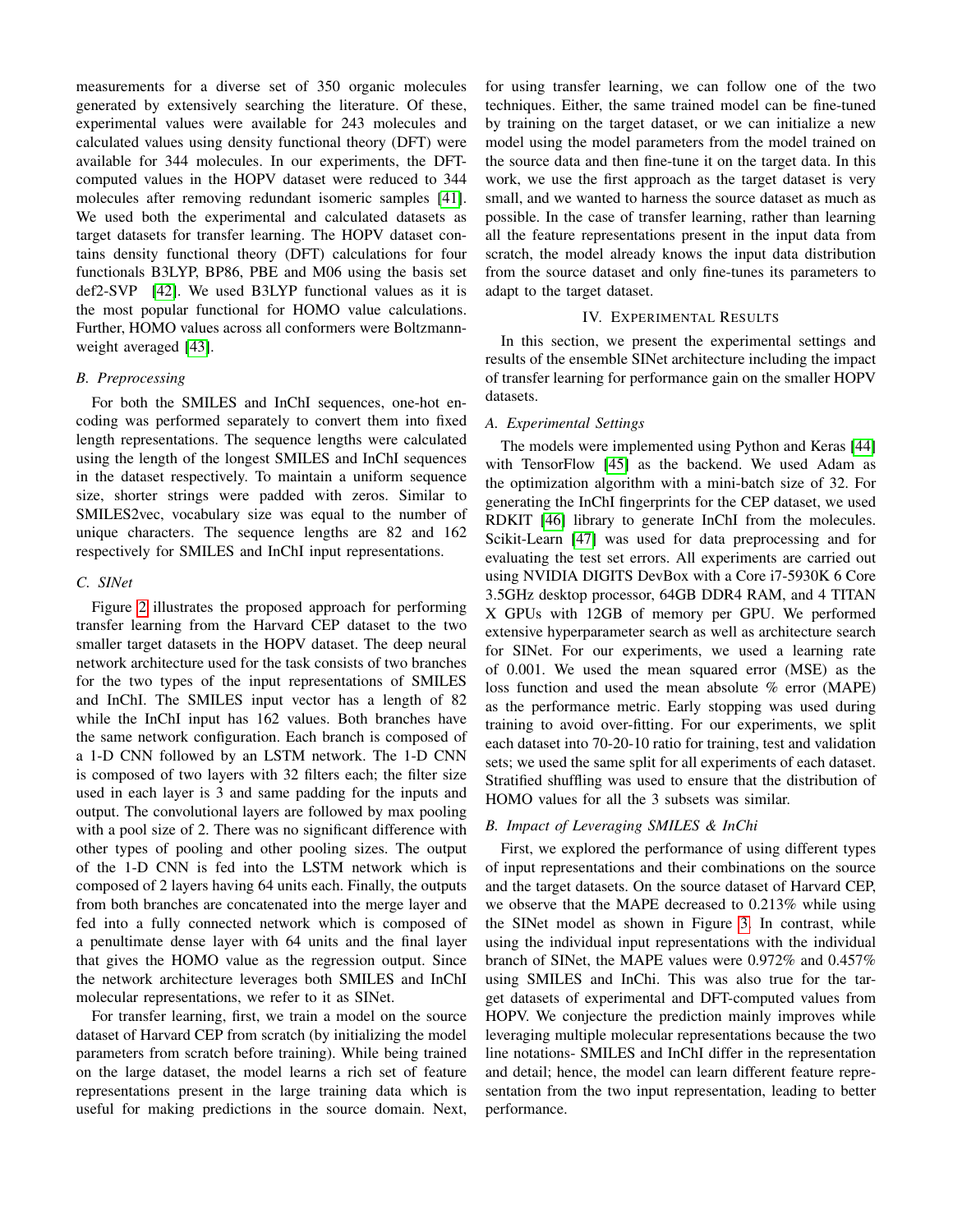measurements for a diverse set of 350 organic molecules generated by extensively searching the literature. Of these, experimental values were available for 243 molecules and calculated values using density functional theory (DFT) were available for 344 molecules. In our experiments, the DFT-computed values in the HOPV dataset were reduced to 344 molecules after removing redundant isomeric samples [41]. We used both the experimental and calculated datasets as target datasets for transfer learning. The HOPV dataset contains density functional theory (DFT) calculations for four functionals B3LYP, BP86, PBE and M06 using the basis set def2-SVP [42]. We used B3LYP functional values as it is the most popular functional for HOMO value calculations. Further, HOMO values across all conformers were Boltzmann-weight averaged [43].

### B. Preprocessing

For both the SMILES and InChI sequences, one-hot encoding was performed separately to convert them into fixed length representations. The sequence lengths were calculated using the length of the longest SMILES and InChI sequences in the dataset respectively. To maintain a uniform sequence size, shorter strings were padded with zeros. Similar to SMILES2vec, vocabulary size was equal to the number of unique characters. The sequence lengths are 82 and 162 respectively for SMILES and InChI input representations.

### C. SINet

Figure 2 illustrates the proposed approach for performing transfer learning from the Harvard CEP dataset to the two smaller target datasets in the HOPV dataset. The deep neural network architecture used for the task consists of two branches for the two types of the input representations of SMILES and InChI. The SMILES input vector has a length of 82 while the InChI input has 162 values. Both branches have the same network configuration. Each branch is composed of a 1-D CNN followed by an LSTM network. The 1-D CNN is composed of two layers with 32 filters each; the filter size used in each layer is 3 and same padding for the inputs and output. The convolutional layers are followed by max pooling with a pool size of 2. There was no significant difference with other types of pooling and other pooling sizes. The output of the 1-D CNN is fed into the LSTM network which is composed of 2 layers having 64 units each. Finally, the outputs from both branches are concatenated into the merge layer and fed into a fully connected network which is composed of a penultimate dense layer with 64 units and the final layer that gives the HOMO value as the regression output. Since the network architecture leverages both SMILES and InChI molecular representations, we refer to it as SINet.

For transfer learning, first, we train a model on the source dataset of Harvard CEP from scratch (by initializing the model parameters from scratch before training). While being trained on the large dataset, the model learns a rich set of feature representations present in the large training data which is useful for making predictions in the source domain. Next, for using transfer learning, we can follow one of the two techniques. Either, the same trained model can be fine-tuned by training on the target dataset, or we can initialize a new model using the model parameters from the model trained on the source data and then fine-tune it on the target data. In this work, we use the first approach as the target dataset is very small, and we wanted to harness the source dataset as much as possible. In the case of transfer learning, rather than learning all the feature representations present in the input data from scratch, the model already knows the input data distribution from the source dataset and only fine-tunes its parameters to adapt to the target dataset.

## IV. Experimental Results

In this section, we present the experimental settings and results of the ensemble SINet architecture including the impact of transfer learning for performance gain on the smaller HOPV datasets.

### A. Experimental Settings

The models were implemented using Python and Keras [44] with TensorFlow [45] as the backend. We used Adam as the optimization algorithm with a mini-batch size of 32. For generating the InChI fingerprints for the CEP dataset, we used RDKIT [46] library to generate InChI from the molecules. Scikit-Learn [47] was used for data preprocessing and for evaluating the test set errors. All experiments are carried out using NVIDIA DIGITS DevBox with a Core i7-5930K 6 Core 3.5GHz desktop processor, 64GB DDR4 RAM, and 4 TITAN X GPUs with 12GB of memory per GPU. We performed extensive hyperparameter search as well as architecture search for SINet. For our experiments, we used a learning rate of 0.001. We used the mean squared error (MSE) as the loss function and used the mean absolute % error (MAPE) as the performance metric. Early stopping was used during training to avoid over-fitting. For our experiments, we split each dataset into 70-20-10 ratio for training, test and validation sets; we used the same split for all experiments of each dataset. Stratified shuffling was used to ensure that the distribution of HOMO values for all the 3 subsets was similar.

### B. Impact of Leveraging SMILES & InChI

First, we explored the performance of using different types of input representations and their combinations on the source and the target datasets. On the source dataset of Harvard CEP, we observe that the MAPE decreased to 0.213% while using the SINet model as shown in Figure 3. In contrast, while using the individual input representations with the individual branch of SINet, the MAPE values were 0.972% and 0.457% using SMILES and InChi. This was also true for the target datasets of experimental and DFT-computed values from HOPV. We conjecture the prediction mainly improves while leveraging multiple molecular representations because the two line notations- SMILES and InChI differ in the representation and detail; hence, the model can learn different feature representation from the two input representation, leading to better performance.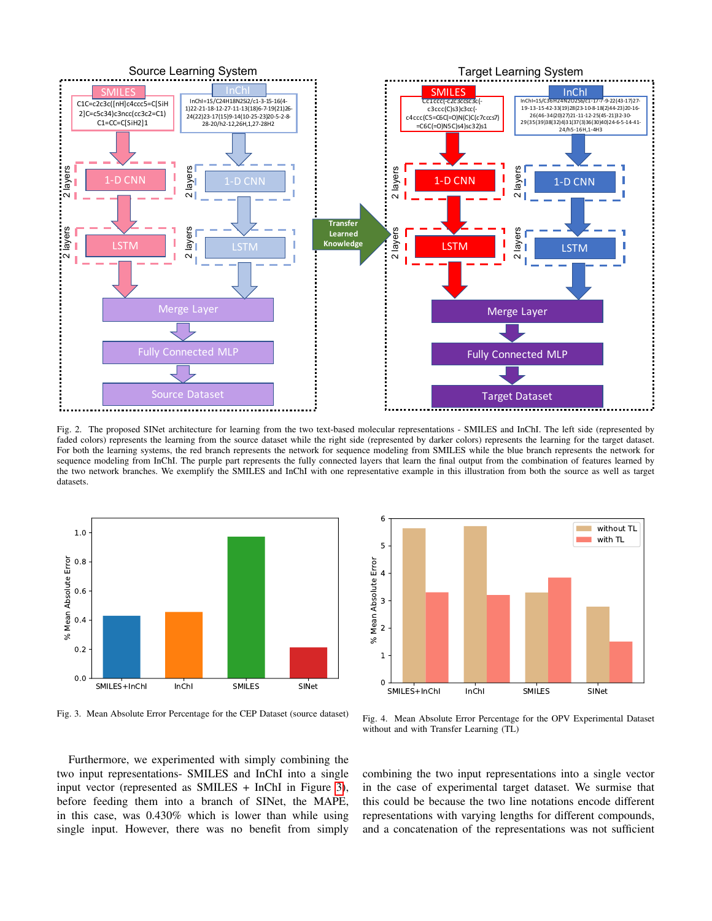Fig. 2. The proposed SINet architecture for learning from the two text-based molecular representations - SMILES and InChI. The left side (represented by faded colors) represents the learning from the source dataset while the right side (represented by darker colors) represents the learning for the target dataset. For both the learning systems, the red branch represents the network for sequence modeling from SMILES while the blue branch represents the network for sequence modeling from InChI. The purple part represents the fully connected layers that learn the final output from the combination of features learned by the two network branches. We exemplify the SMILES and InChI with one representative example in this illustration from both the source as well as target datasets.

Fig. 3. Mean Absolute Error Percentage for the CEP Dataset (source dataset)

Fig. 4. Mean Absolute Error Percentage for the OPV Experimental Dataset without and with Transfer Learning (TL)

Furthermore, we experimented with simply combining the two input representations- SMILES and InChI into a single input vector (represented as SMILES + InChI in Figure 3), before feeding them into a branch of SINet, the MAPE, in this case, was 0.430% which is lower than while using single input. However, there was no benefit from simply combining the two input representations into a single vector in the case of experimental target dataset. We surmise that this could be because the two line notations encode different representations with varying lengths for different compounds, and a concatenation of the representations was not sufficient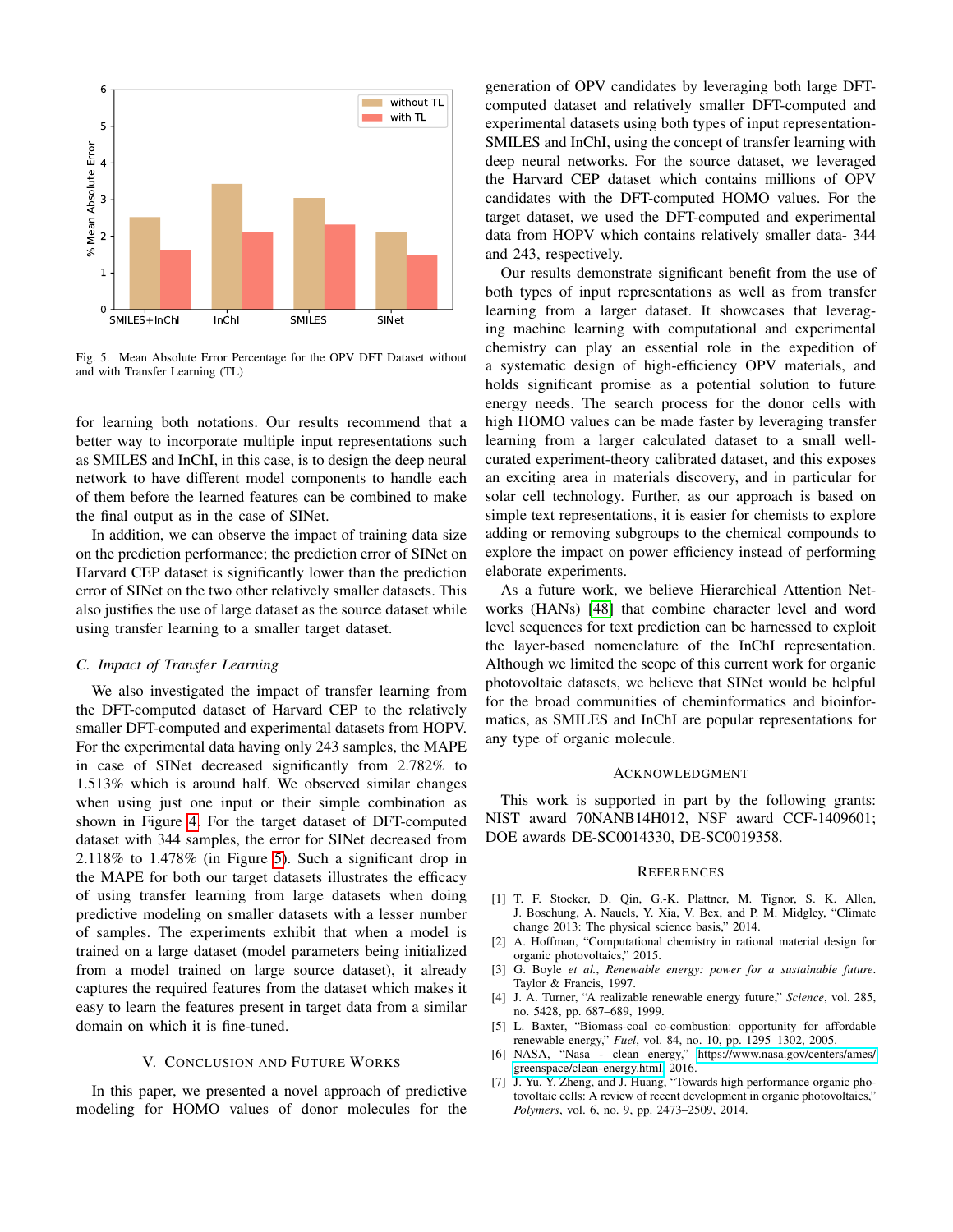Fig. 5. Mean Absolute Error Percentage for the OPV DFT Dataset without and with Transfer Learning (TL)

for learning both notations. Our results recommend that a better way to incorporate multiple input representations such as SMILES and InChI, in this case, is to design the deep neural network to have different model components to handle each of them before the learned features can be combined to make the final output as in the case of SINet.

In addition, we can observe the impact of training data size on the prediction performance; the prediction error of SINet on Harvard CEP dataset is significantly lower than the prediction error of SINet on the two other relatively smaller datasets. This also justifies the use of large dataset as the source dataset while using transfer learning to a smaller target dataset.

### C. Impact of Transfer Learning

We also investigated the impact of transfer learning from the DFT-computed dataset of Harvard CEP to the relatively smaller DFT-computed and experimental datasets from HOPV. For the experimental data having only 243 samples, the MAPE in case of SINet decreased significantly from 2.782% to 1.513% which is around half. We observed similar changes when using just one input or their simple combination as shown in Figure 4. For the target dataset of DFT-computed dataset with 344 samples, the error for SINet decreased from 2.118% to 1.478% (in Figure 5). Such a significant drop in the MAPE for both our target datasets illustrates the efficacy of using transfer learning from large datasets when doing predictive modeling on smaller datasets with a lesser number of samples. The experiments exhibit that when a model is trained on a large dataset (model parameters being initialized from a model trained on large source dataset), it already captures the required features from the dataset which makes it easy to learn the features present in target data from a similar domain on which it is fine-tuned.

## V. Conclusion and Future Works

In this paper, we presented a novel approach of predictive modeling for HOMO values of donor molecules for the generation of OPV candidates by leveraging both large DFT-computed dataset and relatively smaller DFT-computed and experimental datasets using both types of input representation- SMILES and InChI, using the concept of transfer learning with deep neural networks. For the source dataset, we leveraged the Harvard CEP dataset which contains millions of OPV candidates with the DFT-computed HOMO values. For the target dataset, we used the DFT-computed and experimental data from HOPV which contains relatively smaller data- 344 and 243, respectively.

Our results demonstrate significant benefit from the use of both types of input representations as well as from transfer learning from a larger dataset. It showcases that leveraging machine learning with computational and experimental chemistry can play an essential role in the expedition of a systematic design of high-efficiency OPV materials, and holds significant promise as a potential solution to future energy needs. The search process for the donor cells with high HOMO values can be made faster by leveraging transfer learning from a larger calculated dataset to a small well-curated experiment-theory calibrated dataset, and this exposes an exciting area in materials discovery, and in particular for solar cell technology. Further, as our approach is based on simple text representations, it is easier for chemists to explore adding or removing subgroups to the chemical compounds to explore the impact on power efficiency instead of performing elaborate experiments.

As a future work, we believe Hierarchical Attention Networks (HANs) [48] that combine character level and word level sequences for text prediction can be harnessed to exploit the layer-based nomenclature of the InChI representation. Although we limited the scope of this current work for organic photovoltaic datasets, we believe that SINet would be helpful for the broad communities of cheminformatics and bioinformatics, as SMILES and InChI are popular representations for any type of organic molecule.

## Acknowledgment

This work is supported in part by the following grants: NIST award 70NANB14H012, NSF award CCF-1409601; DOE awards DE-SC0014330, DE-SC0019358.

## References

[1] T. F. Stocker, D. Qin, G.-K. Plattner, M. Tignor, S. K. Allen, J. Boschung, A. Nauels, Y. Xia, V. Bex, and P. M. Midgley, "Climate change 2013: The physical science basis," 2014.

[2] A. Hoffman, "Computational chemistry in rational material design for organic photovoltaics," 2015.

[3] G. Boyle *et al.*, *Renewable energy: power for a sustainable future*. Taylor & Francis, 1997.

[4] J. A. Turner, "A realizable renewable energy future," *Science*, vol. 285, no. 5428, pp. 687–689, 1999.

[5] L. Baxter, "Biomass-coal co-combustion: opportunity for affordable renewable energy," *Fuel*, vol. 84, no. 10, pp. 1295–1302, 2005.

[6] NASA, "Nasa - clean energy," https://www.nasa.gov/centers/ames/greenspace/clean-energy.html, 2016.

[7] J. Yu, Y. Zheng, and J. Huang, "Towards high performance organic photovoltaic cells: A review of recent development in organic photovoltaics," *Polymers*, vol. 6, no. 9, pp. 2473–2509, 2014.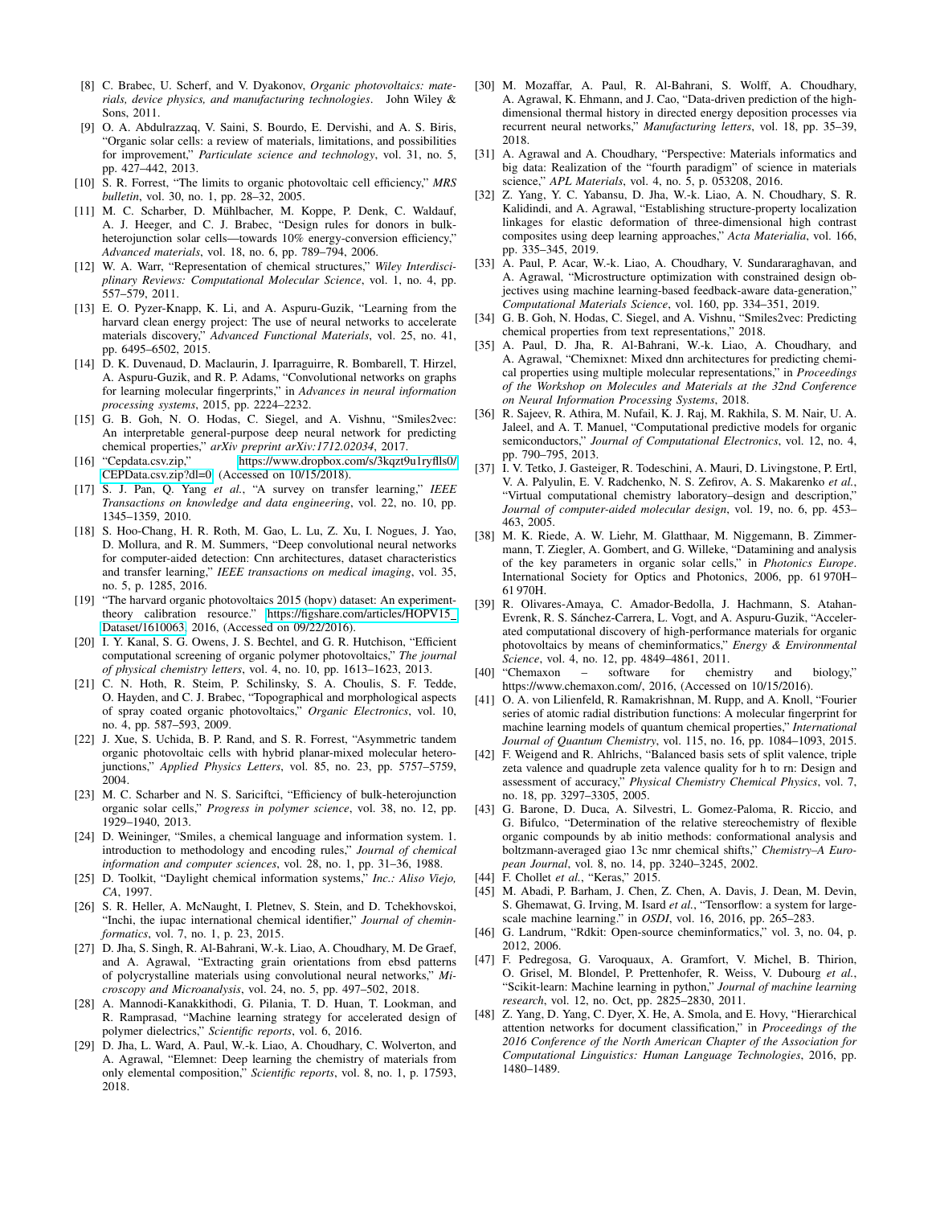[8] C. Brabec, U. Scherf, and V. Dyakonov, *Organic photovoltaics: materials, device physics, and manufacturing technologies*. John Wiley & Sons, 2011.

[9] O. A. Abdulrazzaq, V. Saini, S. Bourdo, E. Dervishi, and A. S. Biris, "Organic solar cells: a review of materials, limitations, and possibilities for improvement," *Particulate science and technology*, vol. 31, no. 5, pp. 427–442, 2013.

[10] S. R. Forrest, "The limits to organic photovoltaic cell efficiency," *MRS bulletin*, vol. 30, no. 1, pp. 28–32, 2005.

[11] M. C. Scharber, D. Mühlbacher, M. Koppe, P. Denk, C. Waldauf, A. J. Heeger, and C. J. Brabec, "Design rules for donors in bulk-heterojunction solar cells—towards 10% energy-conversion efficiency," *Advanced materials*, vol. 18, no. 6, pp. 789–794, 2006.

[12] W. A. Warr, "Representation of chemical structures," *Wiley Interdisciplinary Reviews: Computational Molecular Science*, vol. 1, no. 4, pp. 557–579, 2011.

[13] E. O. Pyzer-Knapp, K. Li, and A. Aspuru-Guzik, "Learning from the harvard clean energy project: The use of neural networks to accelerate materials discovery," *Advanced Functional Materials*, vol. 25, no. 41, pp. 6495–6502, 2015.

[14] D. K. Duvenaud, D. Maclaurin, J. Iparraguirre, R. Bombarell, T. Hirzel, A. Aspuru-Guzik, and R. P. Adams, "Convolutional networks on graphs for learning molecular fingerprints," in *Advances in neural information processing systems*, 2015, pp. 2224–2232.

[15] G. B. Goh, N. O. Hodas, C. Siegel, and A. Vishnu, "Smiles2vec: An interpretable general-purpose deep neural network for predicting chemical properties," *arXiv preprint arXiv:1712.02034*, 2017.

[16] "Cepdata.csv.zip," https://www.dropbox.com/s/3kqzt9u1ryflls0/CEPData.csv.zip?dl=0, (Accessed on 10/15/2018).

[17] S. J. Pan, Q. Yang *et al.*, "A survey on transfer learning," *IEEE Transactions on knowledge and data engineering*, vol. 22, no. 10, pp. 1345–1359, 2010.

[18] S. Hoo-Chang, H. R. Roth, M. Gao, L. Lu, Z. Xu, I. Nogues, J. Yao, D. Mollura, and R. M. Summers, "Deep convolutional neural networks for computer-aided detection: Cnn architectures, dataset characteristics and transfer learning," *IEEE transactions on medical imaging*, vol. 35, no. 5, p. 1285, 2016.

[19] "The harvard organic photovoltaics 2015 (hopv) dataset: An experiment-theory calibration resource." https://figshare.com/articles/HOPV15_Dataset/1610063, 2016, (Accessed on 09/22/2016).

[20] I. Y. Kanal, S. G. Owens, J. S. Bechtel, and G. R. Hutchison, "Efficient computational screening of organic polymer photovoltaics," *The journal of physical chemistry letters*, vol. 4, no. 10, pp. 1613–1623, 2013.

[21] C. N. Hoth, R. Steim, P. Schilinsky, S. A. Choulis, S. F. Tedde, O. Hayden, and C. J. Brabec, "Topographical and morphological aspects of spray coated organic photovoltaics," *Organic Electronics*, vol. 10, no. 4, pp. 587–593, 2009.

[22] J. Xue, S. Uchida, B. P. Rand, and S. R. Forrest, "Asymmetric tandem organic photovoltaic cells with hybrid planar-mixed molecular heterojunctions," *Applied Physics Letters*, vol. 85, no. 23, pp. 5757–5759, 2004.

[23] M. C. Scharber and N. S. Sariciftci, "Efficiency of bulk-heterojunction organic solar cells," *Progress in polymer science*, vol. 38, no. 12, pp. 1929–1940, 2013.

[24] D. Weininger, "Smiles, a chemical language and information system. 1. introduction to methodology and encoding rules," *Journal of chemical information and computer sciences*, vol. 28, no. 1, pp. 31–36, 1988.

[25] D. Toolkit, "Daylight chemical information systems," *Inc.: Aliso Viejo, CA*, 1997.

[26] S. R. Heller, A. McNaught, I. Pletnev, S. Stein, and D. Tchekhovskoi, "Inchi, the iupac international chemical identifier," *Journal of cheminformatics*, vol. 7, no. 1, p. 23, 2015.

[27] D. Jha, S. Singh, R. Al-Bahrani, W.-k. Liao, A. Choudhary, M. De Graef, and A. Agrawal, "Extracting grain orientations from ebsd patterns of polycrystalline materials using convolutional neural networks," *Microscopy and Microanalysis*, vol. 24, no. 5, pp. 497–502, 2018.

[28] A. Mannodi-Kanakkithodi, G. Pilania, T. D. Huan, T. Lookman, and R. Ramprasad, "Machine learning strategy for accelerated design of polymer dielectrics," *Scientific reports*, vol. 6, 2016.

[29] D. Jha, L. Ward, A. Paul, W.-k. Liao, A. Choudhary, C. Wolverton, and A. Agrawal, "Elemnet: Deep learning the chemistry of materials from only elemental composition," *Scientific reports*, vol. 8, no. 1, p. 17593, 2018.

[30] M. Mozaffar, A. Paul, R. Al-Bahrani, S. Wolff, A. Choudhary, A. Agrawal, K. Ehmann, and J. Cao, "Data-driven prediction of the high-dimensional thermal history in directed energy deposition processes via recurrent neural networks," *Manufacturing letters*, vol. 18, pp. 35–39, 2018.

[31] A. Agrawal and A. Choudhary, "Perspective: Materials informatics and big data: Realization of the "fourth paradigm" of science in materials science," *APL Materials*, vol. 4, no. 5, p. 053208, 2016.

[32] Z. Yang, Y. C. Yabansu, D. Jha, W.-k. Liao, A. N. Choudhary, S. R. Kalidindi, and A. Agrawal, "Establishing structure-property localization linkages for elastic deformation of three-dimensional high contrast composites using deep learning approaches," *Acta Materialia*, vol. 166, pp. 335–345, 2019.

[33] A. Paul, P. Acar, W.-k. Liao, A. Choudhary, V. Sundararaghavan, and A. Agrawal, "Microstructure optimization with constrained design objectives using machine learning-based feedback-aware data-generation," *Computational Materials Science*, vol. 160, pp. 334–351, 2019.

[34] G. B. Goh, N. Hodas, C. Siegel, and A. Vishnu, "Smiles2vec: Predicting chemical properties from text representations," 2018.

[35] A. Paul, D. Jha, R. Al-Bahrani, W.-k. Liao, A. Choudhary, and A. Agrawal, "Chemixnet: Mixed dnn architectures for predicting chemical properties using multiple molecular representations," in *Proceedings of the Workshop on Molecules and Materials at the 32nd Conference on Neural Information Processing Systems*, 2018.

[36] R. Sajeev, R. Athira, M. Nufail, K. J. Raj, M. Rakhila, S. M. Nair, U. A. Jaleel, and A. T. Manuel, "Computational predictive models for organic semiconductors," *Journal of Computational Electronics*, vol. 12, no. 4, pp. 790–795, 2013.

[37] I. V. Tetko, J. Gasteiger, R. Todeschini, A. Mauri, D. Livingstone, P. Ertl, V. A. Palyulin, E. V. Radchenko, N. S. Zefirov, A. S. Makarenko *et al.*, "Virtual computational chemistry laboratory–design and description," *Journal of computer-aided molecular design*, vol. 19, no. 6, pp. 453–463, 2005.

[38] M. K. Riede, A. W. Liehr, M. Glatthaar, M. Niggemann, B. Zimmermann, T. Ziegler, A. Gombert, and G. Willeke, "Datamining and analysis of the key parameters in organic solar cells," in *Photonics Europe*. International Society for Optics and Photonics, 2006, pp. 61 970H–61 970H.

[39] R. Olivares-Amaya, C. Amador-Bedolla, J. Hachmann, S. Atahan-Evrenk, R. S. Sánchez-Carrera, L. Vogt, and A. Aspuru-Guzik, "Accelerated computational discovery of high-performance materials for organic photovoltaics by means of cheminformatics," *Energy & Environmental Science*, vol. 4, no. 12, pp. 4849–4861, 2011.

[40] "Chemaxon – software for chemistry and biology," https://www.chemaxon.com/, 2016, (Accessed on 10/15/2016).

[41] O. A. von Lilienfeld, R. Ramakrishnan, M. Rupp, and A. Knoll, "Fourier series of atomic radial distribution functions: A molecular fingerprint for machine learning models of quantum chemical properties," *International Journal of Quantum Chemistry*, vol. 115, no. 16, pp. 1084–1093, 2015.

[42] F. Weigend and R. Ahlrichs, "Balanced basis sets of split valence, triple zeta valence and quadruple zeta valence quality for h to rn: Design and assessment of accuracy," *Physical Chemistry Chemical Physics*, vol. 7, no. 18, pp. 3297–3305, 2005.

[43] G. Barone, D. Duca, A. Silvestri, L. Gomez-Paloma, R. Riccio, and G. Bifulco, "Determination of the relative stereochemistry of flexible organic compounds by ab initio methods: conformational analysis and boltzmann-averaged giao 13c nmr chemical shifts," *Chemistry–A European Journal*, vol. 8, no. 14, pp. 3240–3245, 2002.

[44] F. Chollet *et al.*, "Keras," 2015.

[45] M. Abadi, P. Barham, J. Chen, Z. Chen, A. Davis, J. Dean, M. Devin, S. Ghemawat, G. Irving, M. Isard *et al.*, "Tensorflow: a system for large-scale machine learning." in *OSDI*, vol. 16, 2016, pp. 265–283.

[46] G. Landrum, "Rdkit: Open-source cheminformatics," vol. 3, no. 04, p. 2012, 2006.

[47] F. Pedregosa, G. Varoquaux, A. Gramfort, V. Michel, B. Thirion, O. Grisel, M. Blondel, P. Prettenhofer, R. Weiss, V. Dubourg *et al.*, "Scikit-learn: Machine learning in python," *Journal of machine learning research*, vol. 12, no. Oct, pp. 2825–2830, 2011.

[48] Z. Yang, D. Yang, C. Dyer, X. He, A. Smola, and E. Hovy, "Hierarchical attention networks for document classification," in *Proceedings of the 2016 Conference of the North American Chapter of the Association for Computational Linguistics: Human Language Technologies*, 2016, pp. 1480–1489.